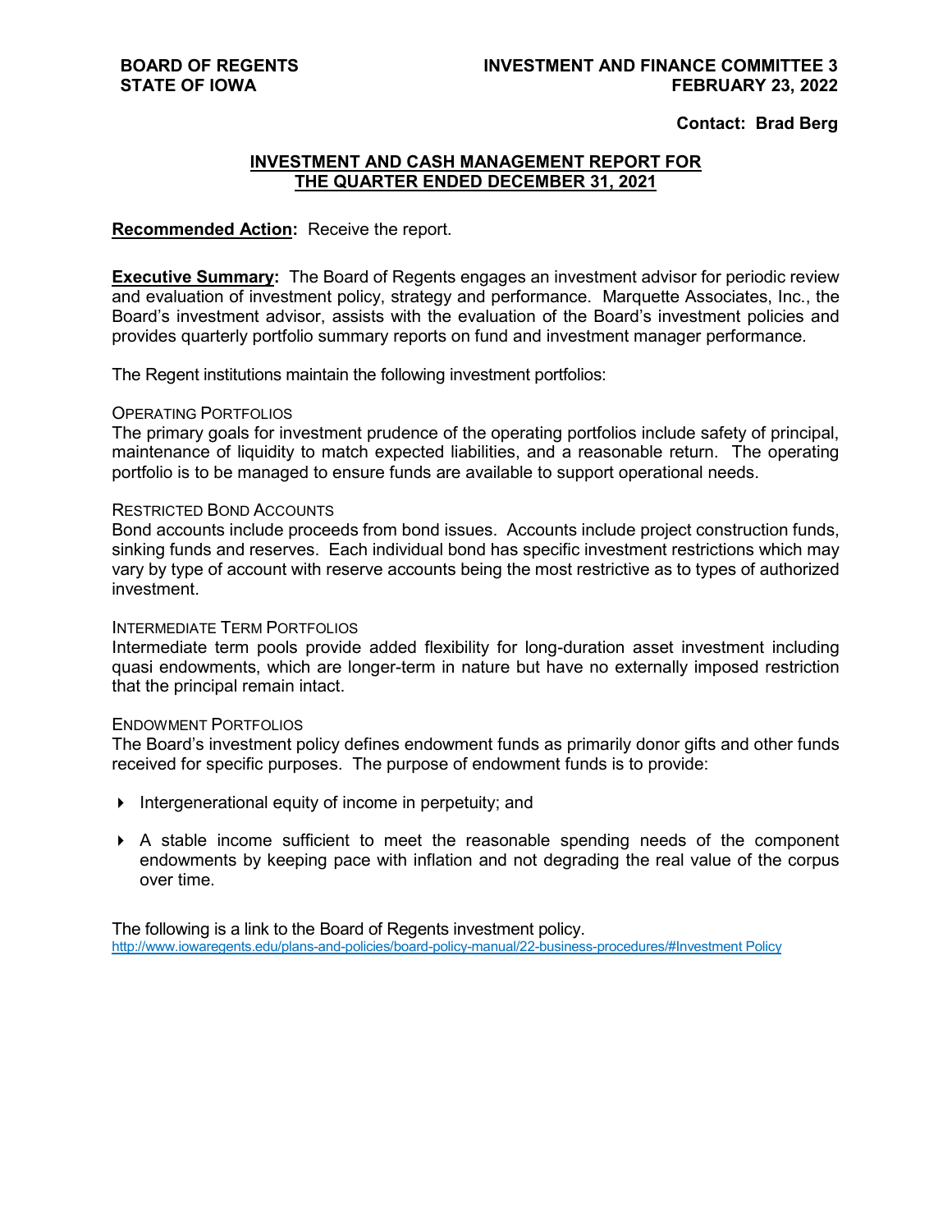**BOARD OF REGENTS**
**STATE OF IOWA**

**INVESTMENT AND FINANCE COMMITTEE 3**
**FEBRUARY 23, 2022**

**Contact: Brad Berg**

## INVESTMENT AND CASH MANAGEMENT REPORT FOR THE QUARTER ENDED DECEMBER 31, 2021

**Recommended Action:** Receive the report.

**Executive Summary:** The Board of Regents engages an investment advisor for periodic review and evaluation of investment policy, strategy and performance. Marquette Associates, Inc., the Board's investment advisor, assists with the evaluation of the Board's investment policies and provides quarterly portfolio summary reports on fund and investment manager performance.

The Regent institutions maintain the following investment portfolios:

OPERATING PORTFOLIOS
The primary goals for investment prudence of the operating portfolios include safety of principal, maintenance of liquidity to match expected liabilities, and a reasonable return. The operating portfolio is to be managed to ensure funds are available to support operational needs.

RESTRICTED BOND ACCOUNTS
Bond accounts include proceeds from bond issues. Accounts include project construction funds, sinking funds and reserves. Each individual bond has specific investment restrictions which may vary by type of account with reserve accounts being the most restrictive as to types of authorized investment.

INTERMEDIATE TERM PORTFOLIOS
Intermediate term pools provide added flexibility for long-duration asset investment including quasi endowments, which are longer-term in nature but have no externally imposed restriction that the principal remain intact.

ENDOWMENT PORTFOLIOS
The Board's investment policy defines endowment funds as primarily donor gifts and other funds received for specific purposes. The purpose of endowment funds is to provide:

- Intergenerational equity of income in perpetuity; and
- A stable income sufficient to meet the reasonable spending needs of the component endowments by keeping pace with inflation and not degrading the real value of the corpus over time.

The following is a link to the Board of Regents investment policy.
http://www.iowaregents.edu/plans-and-policies/board-policy-manual/22-business-procedures/#Investment Policy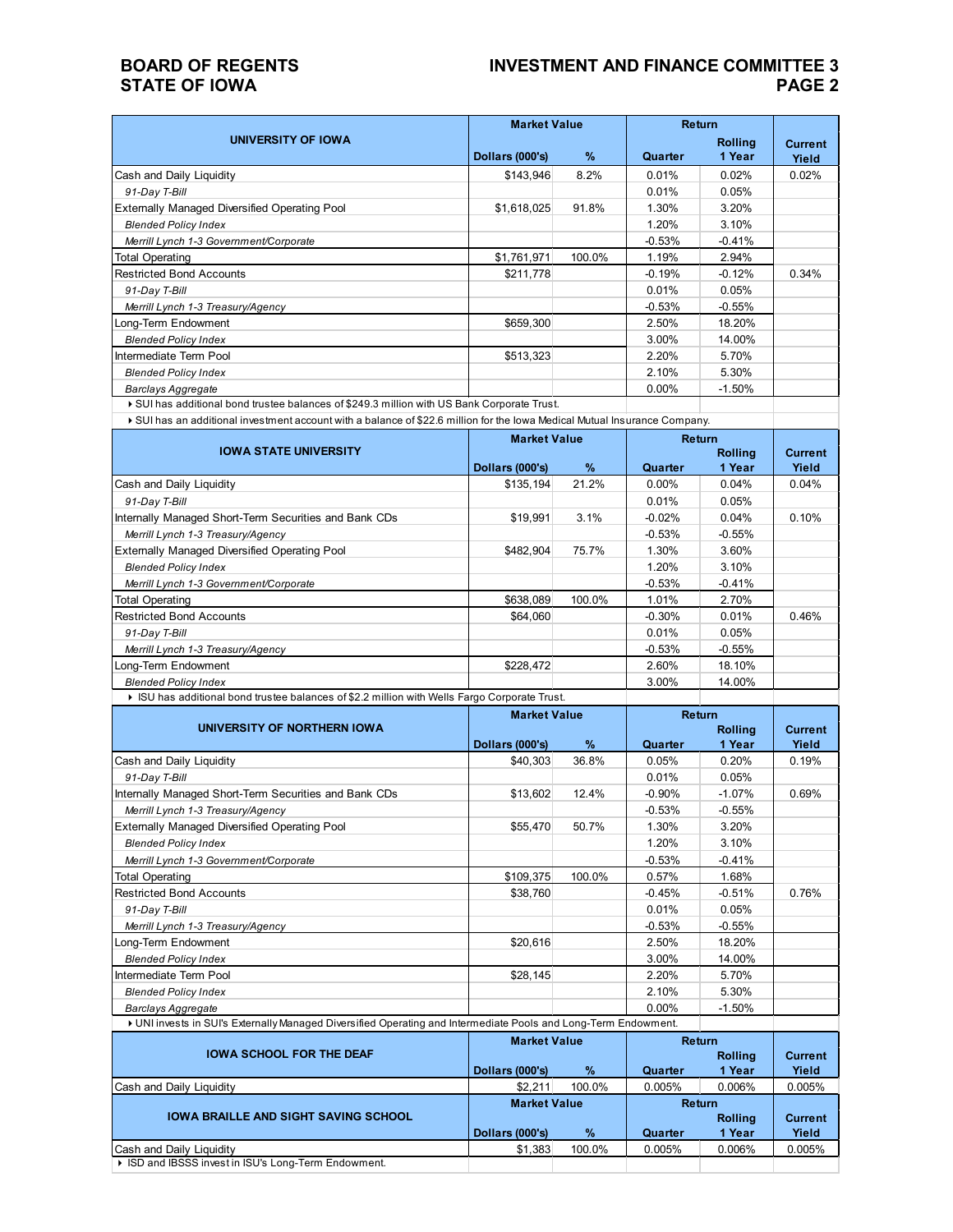**BOARD OF REGENTS**
**STATE OF IOWA**

**INVESTMENT AND FINANCE COMMITTEE 3**

| UNIVERSITY OF IOWA | Market Value | | Return | | Current Yield |
|---|---|---|---|---|---|
| | Dollars (000's) | % | Quarter | Rolling 1 Year | |
| Cash and Daily Liquidity | $143,946 | 8.2% | 0.01% | 0.02% | 0.02% |
| *91-Day T-Bill* | | | 0.01% | 0.05% | |
| Externally Managed Diversified Operating Pool | $1,618,025 | 91.8% | 1.30% | 3.20% | |
| *Blended Policy Index* | | | 1.20% | 3.10% | |
| *Merrill Lynch 1-3 Government/Corporate* | | | -0.53% | -0.41% | |
| Total Operating | $1,761,971 | 100.0% | 1.19% | 2.94% | |
| Restricted Bond Accounts | $211,778 | | -0.19% | -0.12% | 0.34% |
| *91-Day T-Bill* | | | 0.01% | 0.05% | |
| *Merrill Lynch 1-3 Treasury/Agency* | | | -0.53% | -0.55% | |
| Long-Term Endowment | $659,300 | | 2.50% | 18.20% | |
| *Blended Policy Index* | | | 3.00% | 14.00% | |
| Intermediate Term Pool | $513,323 | | 2.20% | 5.70% | |
| *Blended Policy Index* | | | 2.10% | 5.30% | |
| *Barclays Aggregate* | | | 0.00% | -1.50% | |

- SUI has additional bond trustee balances of $249.3 million with US Bank Corporate Trust.
- SUI has an additional investment account with a balance of $22.6 million for the Iowa Medical Mutual Insurance Company.

| IOWA STATE UNIVERSITY | Market Value | | Return | | Current Yield |
|---|---|---|---|---|---|
| | Dollars (000's) | % | Quarter | Rolling 1 Year | |
| Cash and Daily Liquidity | $135,194 | 21.2% | 0.00% | 0.04% | 0.04% |
| *91-Day T-Bill* | | | 0.01% | 0.05% | |
| Internally Managed Short-Term Securities and Bank CDs | $19,991 | 3.1% | -0.02% | 0.04% | 0.10% |
| *Merrill Lynch 1-3 Treasury/Agency* | | | -0.53% | -0.55% | |
| Externally Managed Diversified Operating Pool | $482,904 | 75.7% | 1.30% | 3.60% | |
| *Blended Policy Index* | | | 1.20% | 3.10% | |
| *Merrill Lynch 1-3 Government/Corporate* | | | -0.53% | -0.41% | |
| Total Operating | $638,089 | 100.0% | 1.01% | 2.70% | |
| Restricted Bond Accounts | $64,060 | | -0.30% | 0.01% | 0.46% |
| *91-Day T-Bill* | | | 0.01% | 0.05% | |
| *Merrill Lynch 1-3 Treasury/Agency* | | | -0.53% | -0.55% | |
| Long-Term Endowment | $228,472 | | 2.60% | 18.10% | |
| *Blended Policy Index* | | | 3.00% | 14.00% | |

- ISU has additional bond trustee balances of $2.2 million with Wells Fargo Corporate Trust.

| UNIVERSITY OF NORTHERN IOWA | Market Value | | Return | | Current Yield |
|---|---|---|---|---|---|
| | Dollars (000's) | % | Quarter | Rolling 1 Year | |
| Cash and Daily Liquidity | $40,303 | 36.8% | 0.05% | 0.20% | 0.19% |
| *91-Day T-Bill* | | | 0.01% | 0.05% | |
| Internally Managed Short-Term Securities and Bank CDs | $13,602 | 12.4% | -0.90% | -1.07% | 0.69% |
| *Merrill Lynch 1-3 Treasury/Agency* | | | -0.53% | -0.55% | |
| Externally Managed Diversified Operating Pool | $55,470 | 50.7% | 1.30% | 3.20% | |
| *Blended Policy Index* | | | 1.20% | 3.10% | |
| *Merrill Lynch 1-3 Government/Corporate* | | | -0.53% | -0.41% | |
| Total Operating | $109,375 | 100.0% | 0.57% | 1.68% | |
| Restricted Bond Accounts | $38,760 | | -0.45% | -0.51% | 0.76% |
| *91-Day T-Bill* | | | 0.01% | 0.05% | |
| *Merrill Lynch 1-3 Treasury/Agency* | | | -0.53% | -0.55% | |
| Long-Term Endowment | $20,616 | | 2.50% | 18.20% | |
| *Blended Policy Index* | | | 3.00% | 14.00% | |
| Intermediate Term Pool | $28,145 | | 2.20% | 5.70% | |
| *Blended Policy Index* | | | 2.10% | 5.30% | |
| *Barclays Aggregate* | | | 0.00% | -1.50% | |

- UNI invests in SUI's Externally Managed Diversified Operating and Intermediate Pools and Long-Term Endowment.

| IOWA SCHOOL FOR THE DEAF | Market Value | | Return | | Current Yield |
|---|---|---|---|---|---|
| | Dollars (000's) | % | Quarter | Rolling 1 Year | |
| Cash and Daily Liquidity | $2,211 | 100.0% | 0.005% | 0.006% | 0.005% |

| IOWA BRAILLE AND SIGHT SAVING SCHOOL | Market Value | | Return | | Current Yield |
|---|---|---|---|---|---|
| | Dollars (000's) | % | Quarter | Rolling 1 Year | |
| Cash and Daily Liquidity | $1,383 | 100.0% | 0.005% | 0.006% | 0.005% |

- ISD and IBSSS invest in ISU's Long-Term Endowment.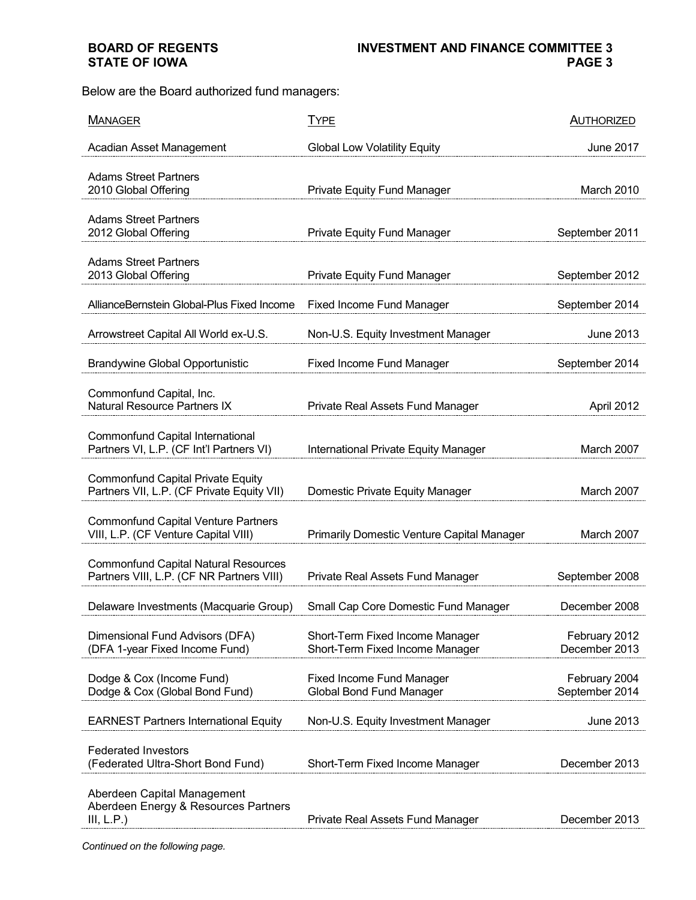Below are the Board authorized fund managers:

| MANAGER | TYPE | AUTHORIZED |
|---|---|---|
| Acadian Asset Management | Global Low Volatility Equity | June 2017 |
| Adams Street Partners 2010 Global Offering | Private Equity Fund Manager | March 2010 |
| Adams Street Partners 2012 Global Offering | Private Equity Fund Manager | September 2011 |
| Adams Street Partners 2013 Global Offering | Private Equity Fund Manager | September 2012 |
| AllianceBernstein Global-Plus Fixed Income | Fixed Income Fund Manager | September 2014 |
| Arrowstreet Capital All World ex-U.S. | Non-U.S. Equity Investment Manager | June 2013 |
| Brandywine Global Opportunistic | Fixed Income Fund Manager | September 2014 |
| Commonfund Capital, Inc. Natural Resource Partners IX | Private Real Assets Fund Manager | April 2012 |
| Commonfund Capital International Partners VI, L.P. (CF Int'l Partners VI) | International Private Equity Manager | March 2007 |
| Commonfund Capital Private Equity Partners VII, L.P. (CF Private Equity VII) | Domestic Private Equity Manager | March 2007 |
| Commonfund Capital Venture Partners VIII, L.P. (CF Venture Capital VIII) | Primarily Domestic Venture Capital Manager | March 2007 |
| Commonfund Capital Natural Resources Partners VIII, L.P. (CF NR Partners VIII) | Private Real Assets Fund Manager | September 2008 |
| Delaware Investments (Macquarie Group) | Small Cap Core Domestic Fund Manager | December 2008 |
| Dimensional Fund Advisors (DFA)<br>(DFA 1-year Fixed Income Fund) | Short-Term Fixed Income Manager<br>Short-Term Fixed Income Manager | February 2012<br>December 2013 |
| Dodge & Cox (Income Fund)<br>Dodge & Cox (Global Bond Fund) | Fixed Income Fund Manager<br>Global Bond Fund Manager | February 2004<br>September 2014 |
| EARNEST Partners International Equity | Non-U.S. Equity Investment Manager | June 2013 |
| Federated Investors (Federated Ultra-Short Bond Fund) | Short-Term Fixed Income Manager | December 2013 |
| Aberdeen Capital Management Aberdeen Energy & Resources Partners III, L.P.) | Private Real Assets Fund Manager | December 2013 |

*Continued on the following page.*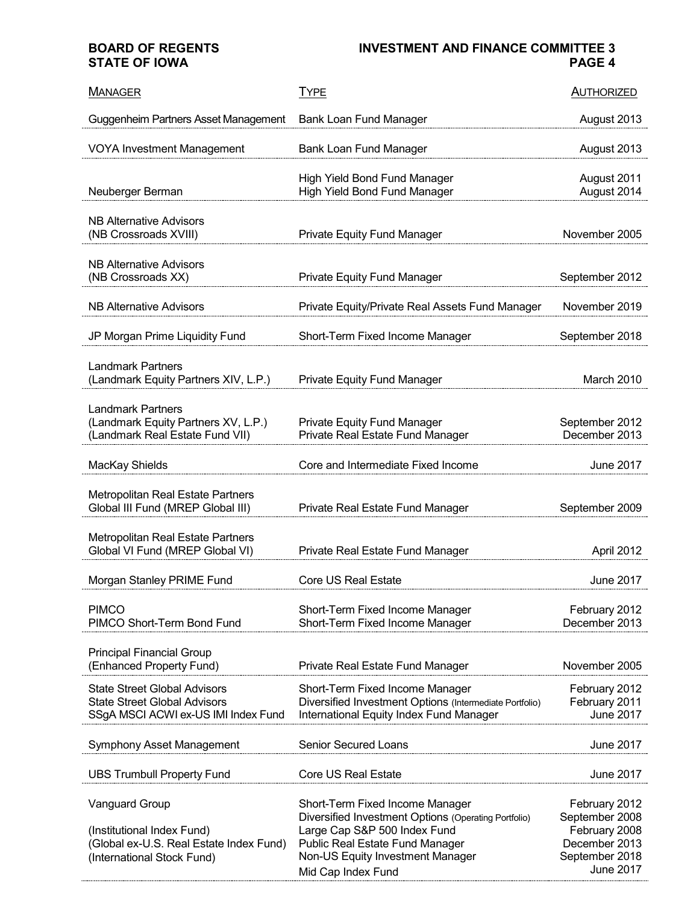| Manager | Type | Authorized |
|---|---|---|
| Guggenheim Partners Asset Management | Bank Loan Fund Manager | August 2013 |
| VOYA Investment Management | Bank Loan Fund Manager | August 2013 |
| Neuberger Berman | High Yield Bond Fund Manager<br>High Yield Bond Fund Manager | August 2011<br>August 2014 |
| NB Alternative Advisors<br>(NB Crossroads XVIII) | Private Equity Fund Manager | November 2005 |
| NB Alternative Advisors<br>(NB Crossroads XX) | Private Equity Fund Manager | September 2012 |
| NB Alternative Advisors | Private Equity/Private Real Assets Fund Manager | November 2019 |
| JP Morgan Prime Liquidity Fund | Short-Term Fixed Income Manager | September 2018 |
| Landmark Partners<br>(Landmark Equity Partners XIV, L.P.) | Private Equity Fund Manager | March 2010 |
| Landmark Partners<br>(Landmark Equity Partners XV, L.P.)<br>(Landmark Real Estate Fund VII) | Private Equity Fund Manager<br>Private Real Estate Fund Manager | September 2012<br>December 2013 |
| MacKay Shields | Core and Intermediate Fixed Income | June 2017 |
| Metropolitan Real Estate Partners<br>Global III Fund (MREP Global III) | Private Real Estate Fund Manager | September 2009 |
| Metropolitan Real Estate Partners<br>Global VI Fund (MREP Global VI) | Private Real Estate Fund Manager | April 2012 |
| Morgan Stanley PRIME Fund | Core US Real Estate | June 2017 |
| PIMCO<br>PIMCO Short-Term Bond Fund | Short-Term Fixed Income Manager<br>Short-Term Fixed Income Manager | February 2012<br>December 2013 |
| Principal Financial Group<br>(Enhanced Property Fund) | Private Real Estate Fund Manager | November 2005 |
| State Street Global Advisors<br>State Street Global Advisors<br>SSgA MSCI ACWI ex-US IMI Index Fund | Short-Term Fixed Income Manager<br>Diversified Investment Options (Intermediate Portfolio)<br>International Equity Index Fund Manager | February 2012<br>February 2011<br>June 2017 |
| Symphony Asset Management | Senior Secured Loans | June 2017 |
| UBS Trumbull Property Fund | Core US Real Estate | June 2017 |
| Vanguard Group<br><br>(Institutional Index Fund)<br>(Global ex-U.S. Real Estate Index Fund)<br>(International Stock Fund) | Short-Term Fixed Income Manager<br>Diversified Investment Options (Operating Portfolio)<br>Large Cap S&P 500 Index Fund<br>Public Real Estate Fund Manager<br>Non-US Equity Investment Manager<br>Mid Cap Index Fund | February 2012<br>September 2008<br>February 2008<br>December 2013<br>September 2018<br>June 2017 |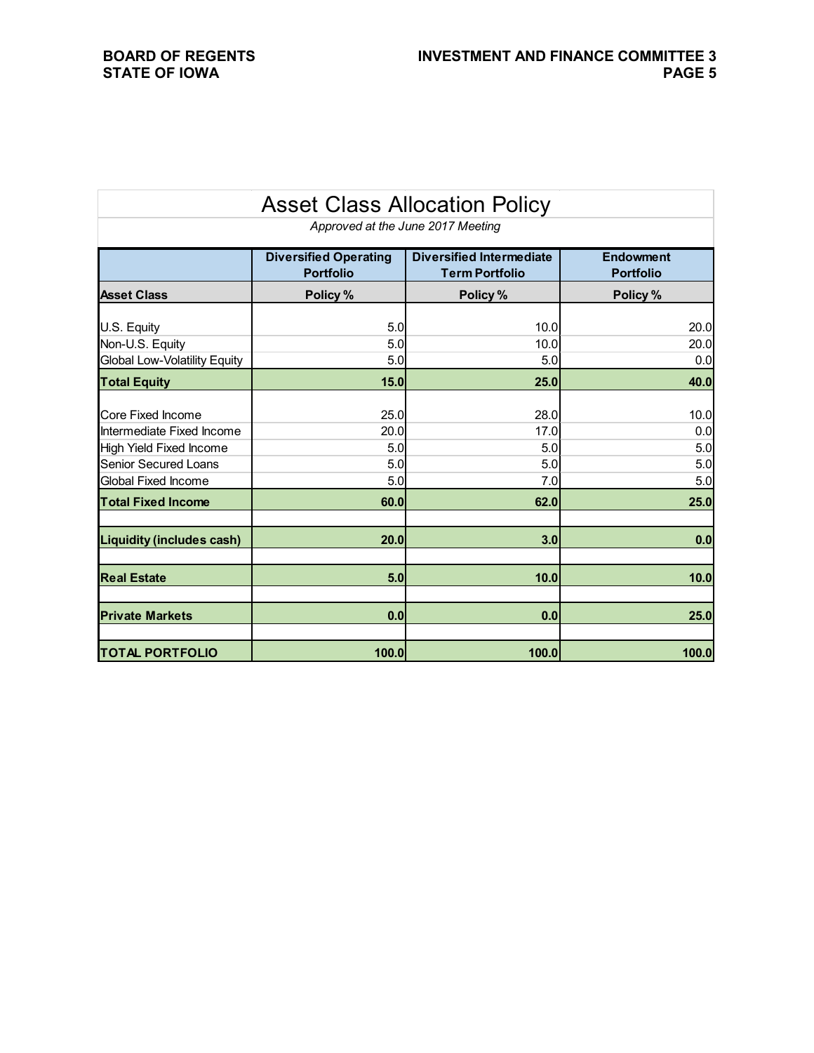# Asset Class Allocation Policy

*Approved at the June 2017 Meeting*

| | Diversified Operating Portfolio | Diversified Intermediate Term Portfolio | Endowment Portfolio |
|---|---|---|---|
| **Asset Class** | **Policy %** | **Policy %** | **Policy %** |
| U.S. Equity | 5.0 | 10.0 | 20.0 |
| Non-U.S. Equity | 5.0 | 10.0 | 20.0 |
| Global Low-Volatility Equity | 5.0 | 5.0 | 0.0 |
| **Total Equity** | **15.0** | **25.0** | **40.0** |
| Core Fixed Income | 25.0 | 28.0 | 10.0 |
| Intermediate Fixed Income | 20.0 | 17.0 | 0.0 |
| High Yield Fixed Income | 5.0 | 5.0 | 5.0 |
| Senior Secured Loans | 5.0 | 5.0 | 5.0 |
| Global Fixed Income | 5.0 | 7.0 | 5.0 |
| **Total Fixed Income** | **60.0** | **62.0** | **25.0** |
| **Liquidity (includes cash)** | **20.0** | **3.0** | **0.0** |
| **Real Estate** | **5.0** | **10.0** | **10.0** |
| **Private Markets** | **0.0** | **0.0** | **25.0** |
| **TOTAL PORTFOLIO** | **100.0** | **100.0** | **100.0** |